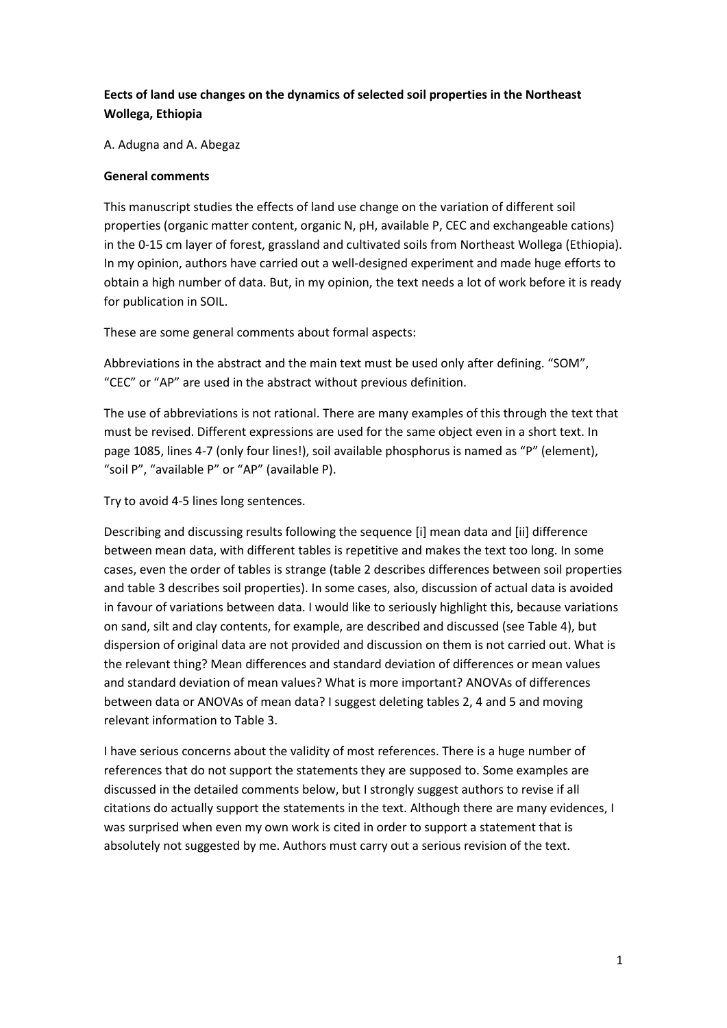**Eects of land use changes on the dynamics of selected soil properties in the Northeast Wollega, Ethiopia**

A. Adugna and A. Abegaz

**General comments**

This manuscript studies the effects of land use change on the variation of different soil properties (organic matter content, organic N, pH, available P, CEC and exchangeable cations) in the 0-15 cm layer of forest, grassland and cultivated soils from Northeast Wollega (Ethiopia). In my opinion, authors have carried out a well-designed experiment and made huge efforts to obtain a high number of data. But, in my opinion, the text needs a lot of work before it is ready for publication in SOIL.

These are some general comments about formal aspects:

Abbreviations in the abstract and the main text must be used only after defining. "SOM", "CEC" or "AP" are used in the abstract without previous definition.

The use of abbreviations is not rational. There are many examples of this through the text that must be revised. Different expressions are used for the same object even in a short text. In page 1085, lines 4-7 (only four lines!), soil available phosphorus is named as "P" (element), "soil P", "available P" or "AP" (available P).

Try to avoid 4-5 lines long sentences.

Describing and discussing results following the sequence [i] mean data and [ii] difference between mean data, with different tables is repetitive and makes the text too long. In some cases, even the order of tables is strange (table 2 describes differences between soil properties and table 3 describes soil properties). In some cases, also, discussion of actual data is avoided in favour of variations between data. I would like to seriously highlight this, because variations on sand, silt and clay contents, for example, are described and discussed (see Table 4), but dispersion of original data are not provided and discussion on them is not carried out. What is the relevant thing? Mean differences and standard deviation of differences or mean values and standard deviation of mean values? What is more important? ANOVAs of differences between data or ANOVAs of mean data? I suggest deleting tables 2, 4 and 5 and moving relevant information to Table 3.

I have serious concerns about the validity of most references. There is a huge number of references that do not support the statements they are supposed to. Some examples are discussed in the detailed comments below, but I strongly suggest authors to revise if all citations do actually support the statements in the text. Although there are many evidences, I was surprised when even my own work is cited in order to support a statement that is absolutely not suggested by me. Authors must carry out a serious revision of the text.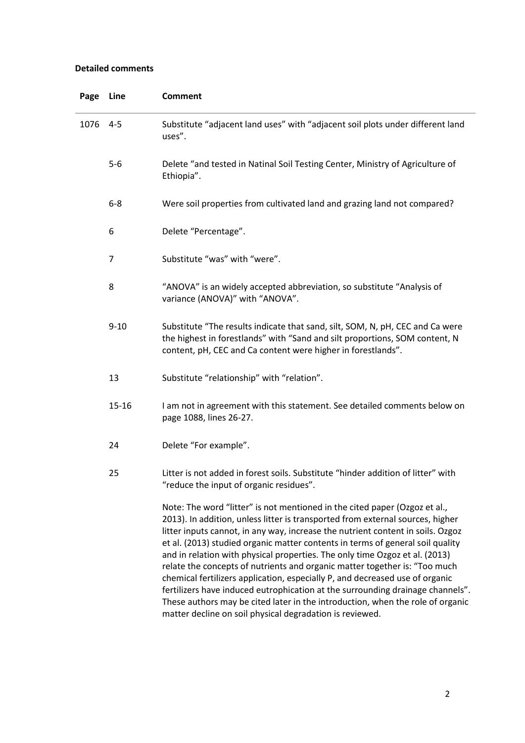**Detailed comments**

| Page | Line | Comment |
|---|---|---|
| 1076 | 4-5 | Substitute "adjacent land uses" with "adjacent soil plots under different land uses". |
| | 5-6 | Delete "and tested in Natinal Soil Testing Center, Ministry of Agriculture of Ethiopia". |
| | 6-8 | Were soil properties from cultivated land and grazing land not compared? |
| | 6 | Delete "Percentage". |
| | 7 | Substitute "was" with "were". |
| | 8 | "ANOVA" is an widely accepted abbreviation, so substitute "Analysis of variance (ANOVA)" with "ANOVA". |
| | 9-10 | Substitute "The results indicate that sand, silt, SOM, N, pH, CEC and Ca were the highest in forestlands" with "Sand and silt proportions, SOM content, N content, pH, CEC and Ca content were higher in forestlands". |
| | 13 | Substitute "relationship" with "relation". |
| | 15-16 | I am not in agreement with this statement. See detailed comments below on page 1088, lines 26-27. |
| | 24 | Delete "For example". |
| | 25 | Litter is not added in forest soils. Substitute "hinder addition of litter" with "reduce the input of organic residues".<br><br>Note: The word "litter" is not mentioned in the cited paper (Ozgoz et al., 2013). In addition, unless litter is transported from external sources, higher litter inputs cannot, in any way, increase the nutrient content in soils. Ozgoz et al. (2013) studied organic matter contents in terms of general soil quality and in relation with physical properties. The only time Ozgoz et al. (2013) relate the concepts of nutrients and organic matter together is: "Too much chemical fertilizers application, especially P, and decreased use of organic fertilizers have induced eutrophication at the surrounding drainage channels". These authors may be cited later in the introduction, when the role of organic matter decline on soil physical degradation is reviewed. |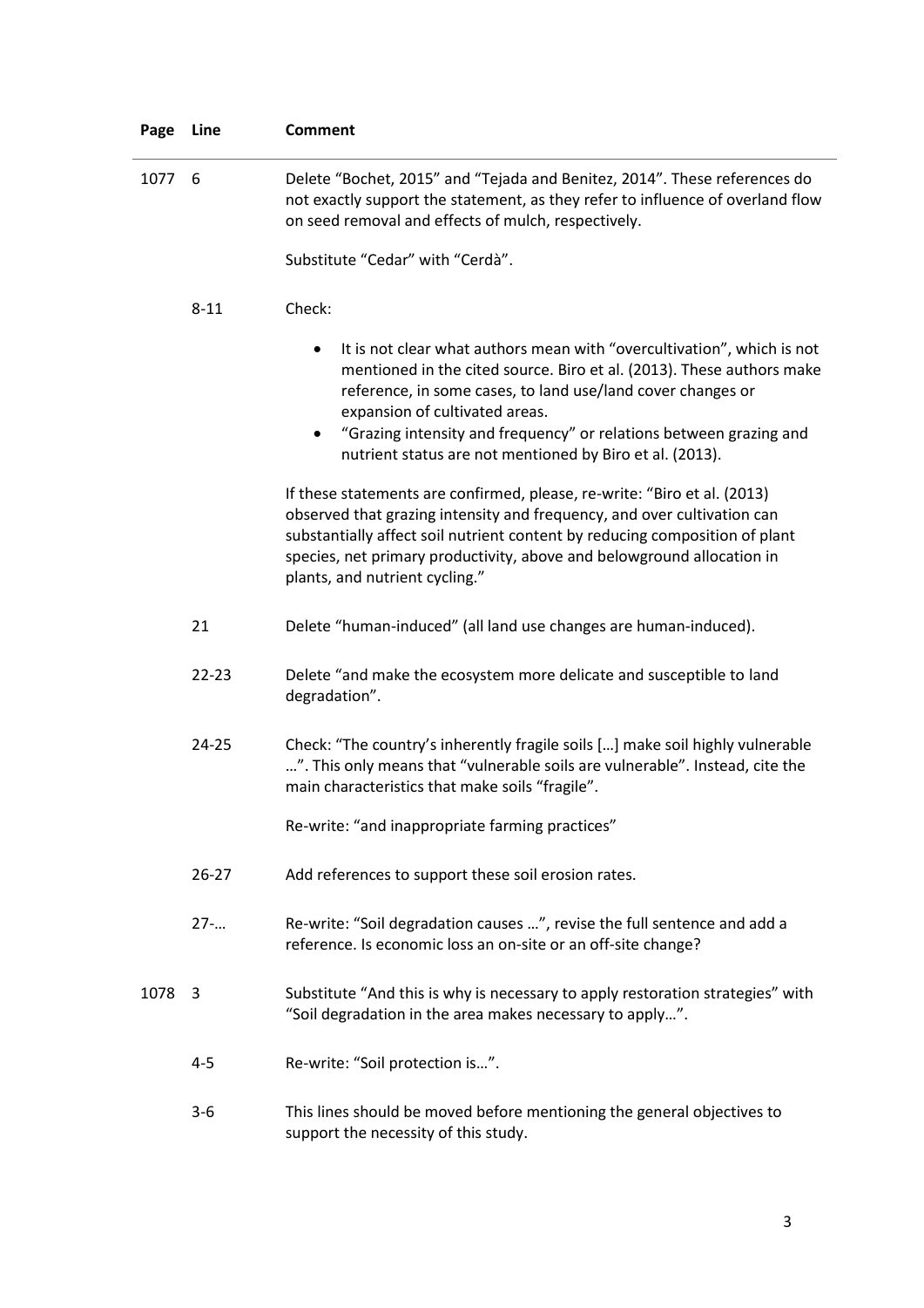| Page | Line | Comment |
|---|---|---|
| 1077 | 6 | Delete "Bochet, 2015" and "Tejada and Benitez, 2014". These references do not exactly support the statement, as they refer to influence of overland flow on seed removal and effects of mulch, respectively.<br><br>Substitute "Cedar" with "Cerdà". |
| | 8-11 | Check:<br><br>• It is not clear what authors mean with "overcultivation", which is not mentioned in the cited source. Biro et al. (2013). These authors make reference, in some cases, to land use/land cover changes or expansion of cultivated areas.<br>• "Grazing intensity and frequency" or relations between grazing and nutrient status are not mentioned by Biro et al. (2013).<br><br>If these statements are confirmed, please, re-write: "Biro et al. (2013) observed that grazing intensity and frequency, and over cultivation can substantially affect soil nutrient content by reducing composition of plant species, net primary productivity, above and belowground allocation in plants, and nutrient cycling." |
| | 21 | Delete "human-induced" (all land use changes are human-induced). |
| | 22-23 | Delete "and make the ecosystem more delicate and susceptible to land degradation". |
| | 24-25 | Check: "The country's inherently fragile soils […] make soil highly vulnerable …". This only means that "vulnerable soils are vulnerable". Instead, cite the main characteristics that make soils "fragile".<br><br>Re-write: "and inappropriate farming practices" |
| | 26-27 | Add references to support these soil erosion rates. |
| | 27-… | Re-write: "Soil degradation causes …", revise the full sentence and add a reference. Is economic loss an on-site or an off-site change? |
| 1078 | 3 | Substitute "And this is why is necessary to apply restoration strategies" with "Soil degradation in the area makes necessary to apply…". |
| | 4-5 | Re-write: "Soil protection is…". |
| | 3-6 | This lines should be moved before mentioning the general objectives to support the necessity of this study. |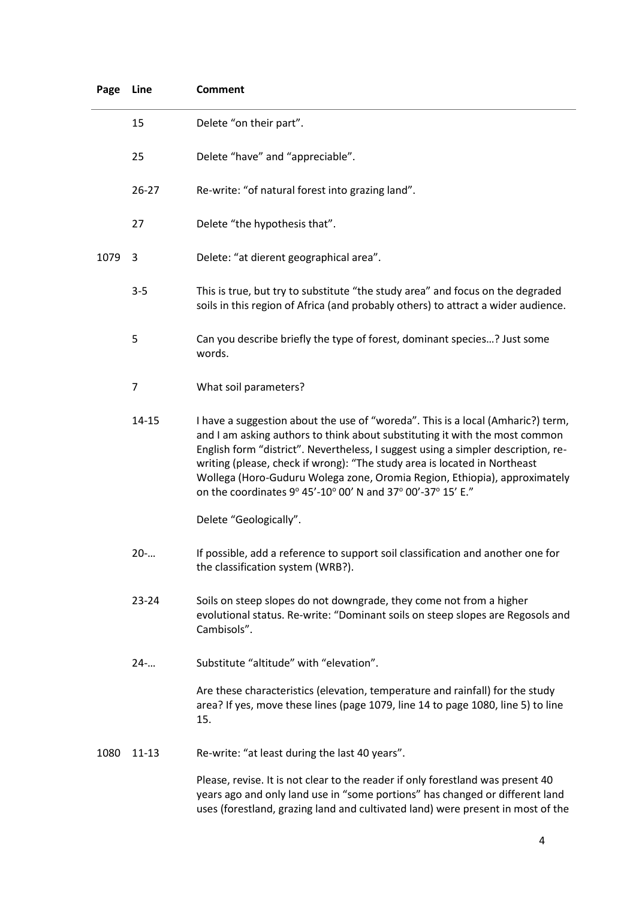| Page | Line | Comment |
|---|---|---|
| | 15 | Delete “on their part”. |
| | 25 | Delete “have” and “appreciable”. |
| | 26-27 | Re-write: “of natural forest into grazing land”. |
| | 27 | Delete “the hypothesis that”. |
| 1079 | 3 | Delete: “at dierent geographical area”. |
| | 3-5 | This is true, but try to substitute “the study area” and focus on the degraded soils in this region of Africa (and probably others) to attract a wider audience. |
| | 5 | Can you describe briefly the type of forest, dominant species…? Just some words. |
| | 7 | What soil parameters? |
| | 14-15 | I have a suggestion about the use of “woreda”. This is a local (Amharic?) term, and I am asking authors to think about substituting it with the most common English form “district”. Nevertheless, I suggest using a simpler description, re-writing (please, check if wrong): “The study area is located in Northeast Wollega (Horo-Guduru Wolega zone, Oromia Region, Ethiopia), approximately on the coordinates 9° 45’-10° 00’ N and 37° 00’-37° 15’ E.”<br><br>Delete “Geologically”. |
| | 20-… | If possible, add a reference to support soil classification and another one for the classification system (WRB?). |
| | 23-24 | Soils on steep slopes do not downgrade, they come not from a higher evolutional status. Re-write: “Dominant soils on steep slopes are Regosols and Cambisols”. |
| | 24-… | Substitute “altitude” with “elevation”.<br><br>Are these characteristics (elevation, temperature and rainfall) for the study area? If yes, move these lines (page 1079, line 14 to page 1080, line 5) to line 15. |
| 1080 | 11-13 | Re-write: “at least during the last 40 years”.<br><br>Please, revise. It is not clear to the reader if only forestland was present 40 years ago and only land use in “some portions” has changed or different land uses (forestland, grazing land and cultivated land) were present in most of the |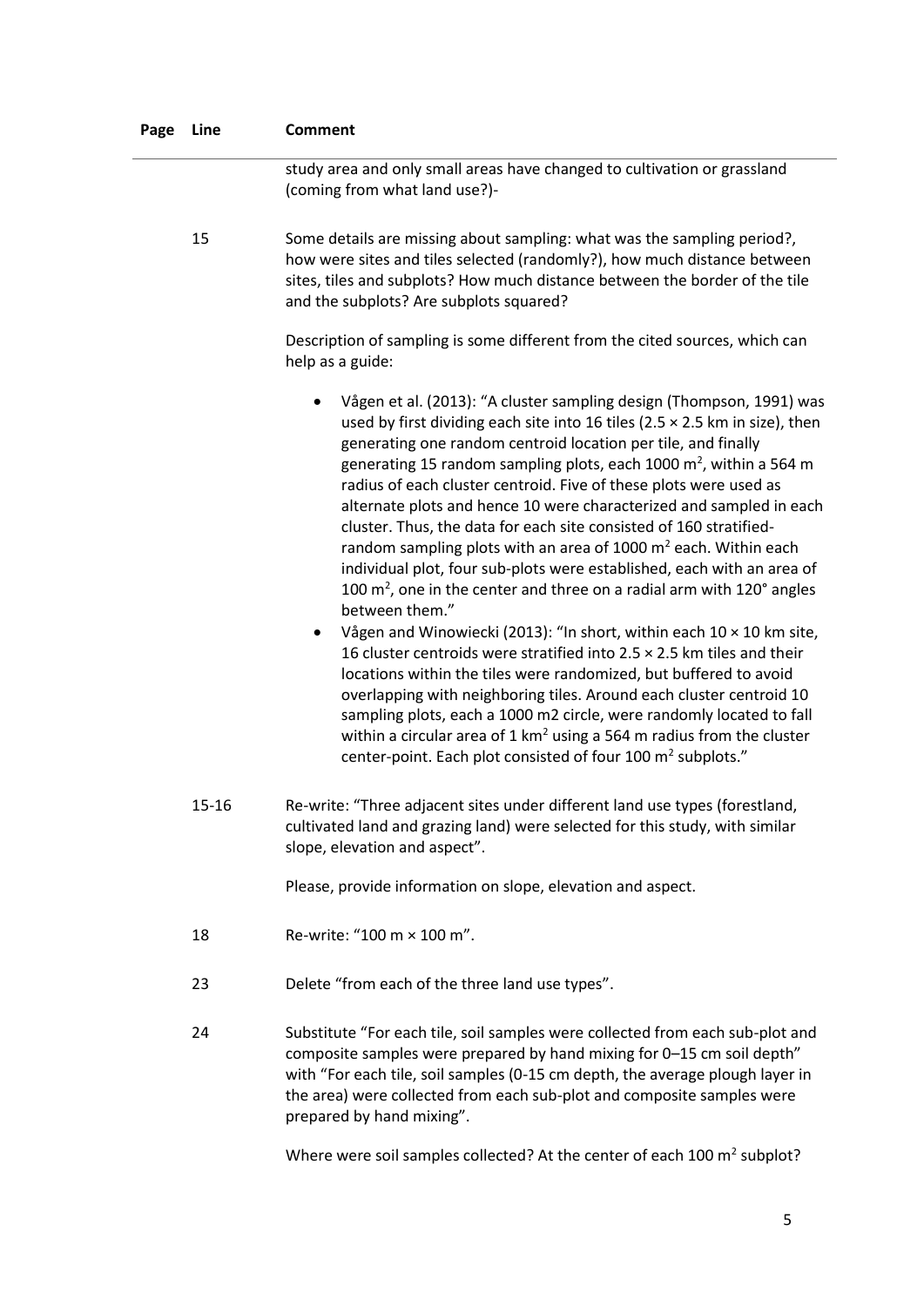| Page | Line | Comment |
|---|---|---|
| | | study area and only small areas have changed to cultivation or grassland (coming from what land use?)- |
| | 15 | Some details are missing about sampling: what was the sampling period?, how were sites and tiles selected (randomly?), how much distance between sites, tiles and subplots? How much distance between the border of the tile and the subplots? Are subplots squared?<br><br>Description of sampling is some different from the cited sources, which can help as a guide:<br><br>• Vågen et al. (2013): "A cluster sampling design (Thompson, 1991) was used by first dividing each site into 16 tiles (2.5 × 2.5 km in size), then generating one random centroid location per tile, and finally generating 15 random sampling plots, each 1000 $m^2$, within a 564 m radius of each cluster centroid. Five of these plots were used as alternate plots and hence 10 were characterized and sampled in each cluster. Thus, the data for each site consisted of 160 stratified-random sampling plots with an area of 1000 $m^2$ each. Within each individual plot, four sub-plots were established, each with an area of 100 $m^2$, one in the center and three on a radial arm with 120° angles between them."<br>• Vågen and Winowiecki (2013): "In short, within each 10 × 10 km site, 16 cluster centroids were stratified into 2.5 × 2.5 km tiles and their locations within the tiles were randomized, but buffered to avoid overlapping with neighboring tiles. Around each cluster centroid 10 sampling plots, each a 1000 m2 circle, were randomly located to fall within a circular area of 1 $km^2$ using a 564 m radius from the cluster center-point. Each plot consisted of four 100 $m^2$ subplots." |
| | 15-16 | Re-write: "Three adjacent sites under different land use types (forestland, cultivated land and grazing land) were selected for this study, with similar slope, elevation and aspect".<br><br>Please, provide information on slope, elevation and aspect. |
| | 18 | Re-write: "100 m × 100 m". |
| | 23 | Delete "from each of the three land use types". |
| | 24 | Substitute "For each tile, soil samples were collected from each sub-plot and composite samples were prepared by hand mixing for 0–15 cm soil depth" with "For each tile, soil samples (0-15 cm depth, the average plough layer in the area) were collected from each sub-plot and composite samples were prepared by hand mixing".<br><br>Where were soil samples collected? At the center of each 100 $m^2$ subplot? |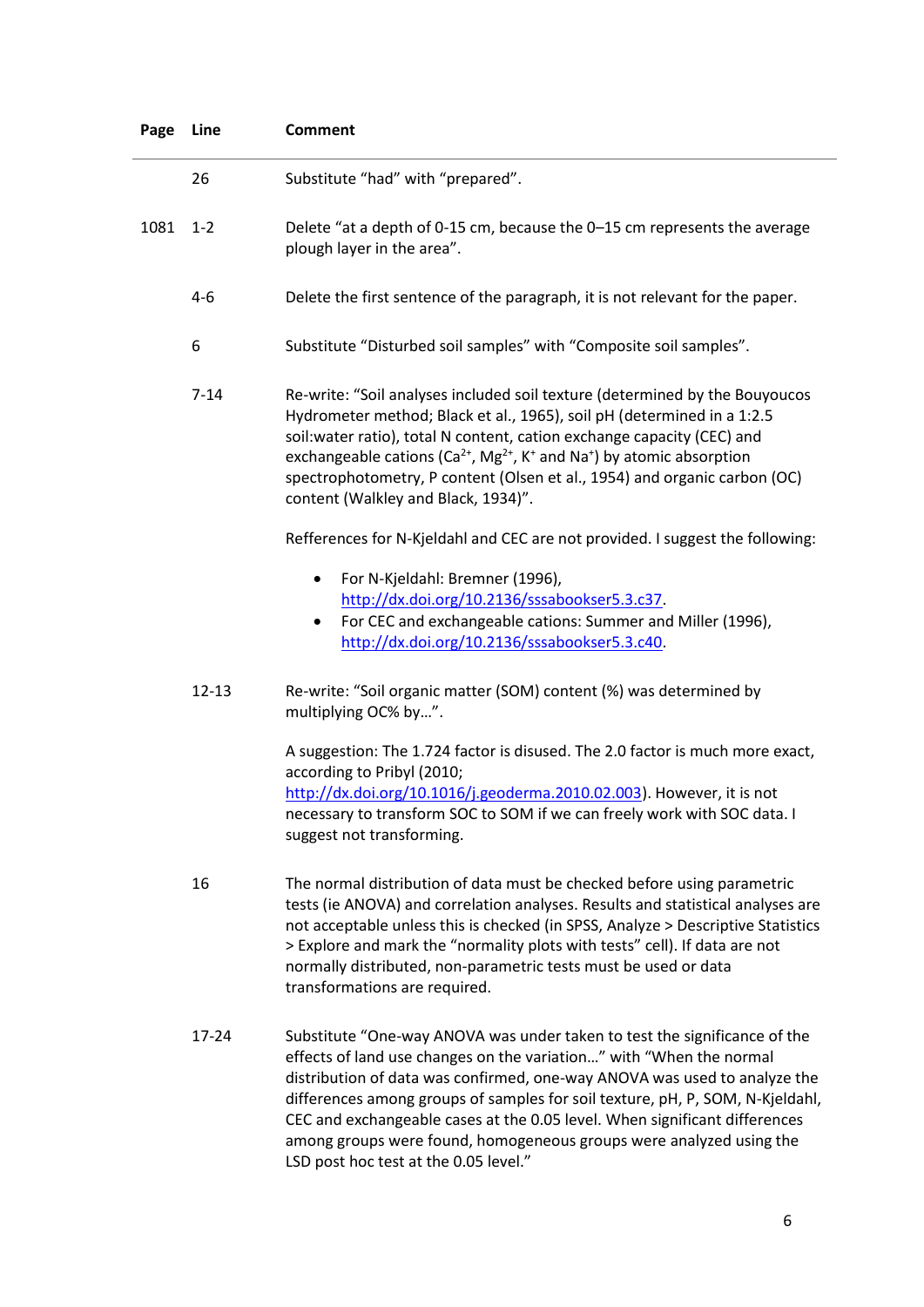| Page | Line | Comment |
|---|---|---|
| | 26 | Substitute “had” with “prepared”. |
| 1081 | 1-2 | Delete “at a depth of 0-15 cm, because the 0–15 cm represents the average plough layer in the area”. |
| | 4-6 | Delete the first sentence of the paragraph, it is not relevant for the paper. |
| | 6 | Substitute “Disturbed soil samples” with “Composite soil samples”. |
| | 7-14 | Re-write: “Soil analyses included soil texture (determined by the Bouyoucos Hydrometer method; Black et al., 1965), soil pH (determined in a 1:2.5 soil:water ratio), total N content, cation exchange capacity (CEC) and exchangeable cations ($Ca^{2+}$, $Mg^{2+}$, $K^{+}$ and $Na^{+}$) by atomic absorption spectrophotometry, P content (Olsen et al., 1954) and organic carbon (OC) content (Walkley and Black, 1934)”.<br><br>Refferences for N-Kjeldahl and CEC are not provided. I suggest the following:<br><br>• For N-Kjeldahl: Bremner (1996), http://dx.doi.org/10.2136/sssabookser5.3.c37.<br>• For CEC and exchangeable cations: Summer and Miller (1996), http://dx.doi.org/10.2136/sssabookser5.3.c40. |
| | 12-13 | Re-write: “Soil organic matter (SOM) content (%) was determined by multiplying OC% by…”.<br><br>A suggestion: The 1.724 factor is disused. The 2.0 factor is much more exact, according to Pribyl (2010; http://dx.doi.org/10.1016/j.geoderma.2010.02.003). However, it is not necessary to transform SOC to SOM if we can freely work with SOC data. I suggest not transforming. |
| | 16 | The normal distribution of data must be checked before using parametric tests (ie ANOVA) and correlation analyses. Results and statistical analyses are not acceptable unless this is checked (in SPSS, Analyze > Descriptive Statistics > Explore and mark the “normality plots with tests” cell). If data are not normally distributed, non-parametric tests must be used or data transformations are required. |
| | 17-24 | Substitute “One-way ANOVA was under taken to test the significance of the effects of land use changes on the variation…” with “When the normal distribution of data was confirmed, one-way ANOVA was used to analyze the differences among groups of samples for soil texture, pH, P, SOM, N-Kjeldahl, CEC and exchangeable cases at the 0.05 level. When significant differences among groups were found, homogeneous groups were analyzed using the LSD post hoc test at the 0.05 level.” |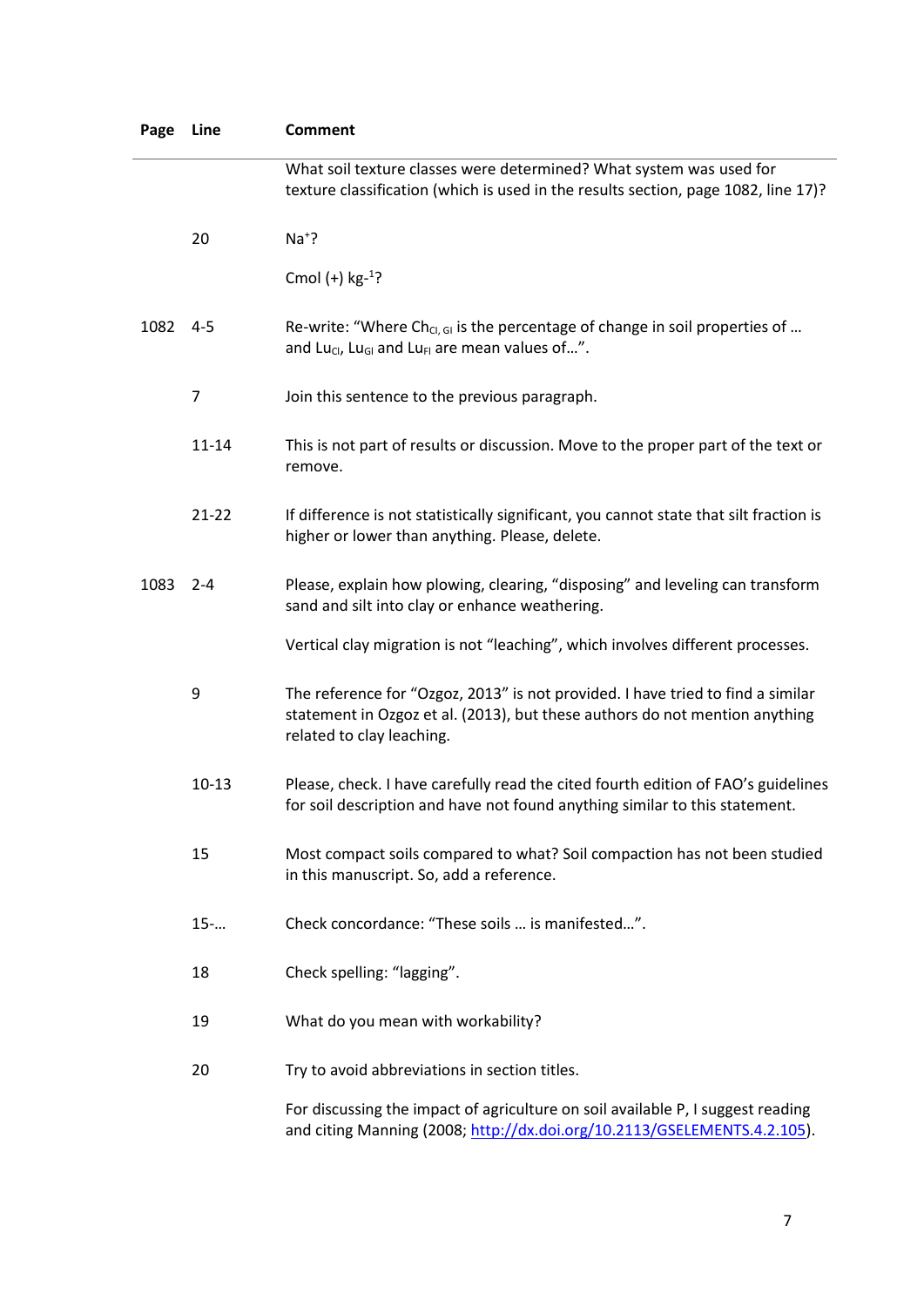| Page | Line | Comment |
|---|---|---|
| | | What soil texture classes were determined? What system was used for texture classification (which is used in the results section, page 1082, line 17)? |
| | 20 | $Na^+$? |
| | | Cmol (+) $kg^{-1}$? |
| 1082 | 4-5 | Re-write: "Where $Ch_{CI, GI}$ is the percentage of change in soil properties of … and $Lu_{CI}$, $Lu_{GI}$ and $Lu_{FI}$ are mean values of…". |
| | 7 | Join this sentence to the previous paragraph. |
| | 11-14 | This is not part of results or discussion. Move to the proper part of the text or remove. |
| | 21-22 | If difference is not statistically significant, you cannot state that silt fraction is higher or lower than anything. Please, delete. |
| 1083 | 2-4 | Please, explain how plowing, clearing, "disposing" and leveling can transform sand and silt into clay or enhance weathering. |
| | | Vertical clay migration is not "leaching", which involves different processes. |
| | 9 | The reference for "Ozgoz, 2013" is not provided. I have tried to find a similar statement in Ozgoz et al. (2013), but these authors do not mention anything related to clay leaching. |
| | 10-13 | Please, check. I have carefully read the cited fourth edition of FAO's guidelines for soil description and have not found anything similar to this statement. |
| | 15 | Most compact soils compared to what? Soil compaction has not been studied in this manuscript. So, add a reference. |
| | 15-… | Check concordance: "These soils … is manifested…". |
| | 18 | Check spelling: "lagging". |
| | 19 | What do you mean with workability? |
| | 20 | Try to avoid abbreviations in section titles. |
| | | For discussing the impact of agriculture on soil available P, I suggest reading and citing Manning (2008; http://dx.doi.org/10.2113/GSELEMENTS.4.2.105). |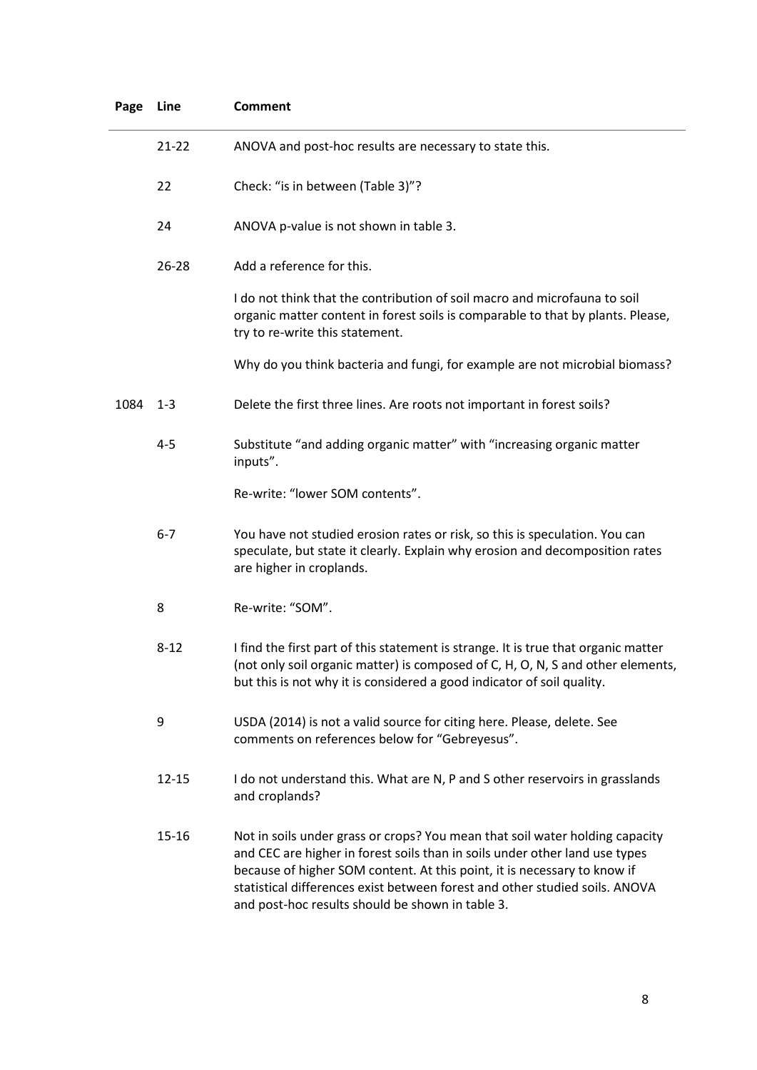| Page | Line | Comment |
|---|---|---|
| | 21-22 | ANOVA and post-hoc results are necessary to state this. |
| | 22 | Check: "is in between (Table 3)"? |
| | 24 | ANOVA p-value is not shown in table 3. |
| | 26-28 | Add a reference for this. |
| | | I do not think that the contribution of soil macro and microfauna to soil organic matter content in forest soils is comparable to that by plants. Please, try to re-write this statement. |
| | | Why do you think bacteria and fungi, for example are not microbial biomass? |
| 1084 | 1-3 | Delete the first three lines. Are roots not important in forest soils? |
| | 4-5 | Substitute "and adding organic matter" with "increasing organic matter inputs". |
| | | Re-write: "lower SOM contents". |
| | 6-7 | You have not studied erosion rates or risk, so this is speculation. You can speculate, but state it clearly. Explain why erosion and decomposition rates are higher in croplands. |
| | 8 | Re-write: "SOM". |
| | 8-12 | I find the first part of this statement is strange. It is true that organic matter (not only soil organic matter) is composed of C, H, O, N, S and other elements, but this is not why it is considered a good indicator of soil quality. |
| | 9 | USDA (2014) is not a valid source for citing here. Please, delete. See comments on references below for "Gebreyesus". |
| | 12-15 | I do not understand this. What are N, P and S other reservoirs in grasslands and croplands? |
| | 15-16 | Not in soils under grass or crops? You mean that soil water holding capacity and CEC are higher in forest soils than in soils under other land use types because of higher SOM content. At this point, it is necessary to know if statistical differences exist between forest and other studied soils. ANOVA and post-hoc results should be shown in table 3. |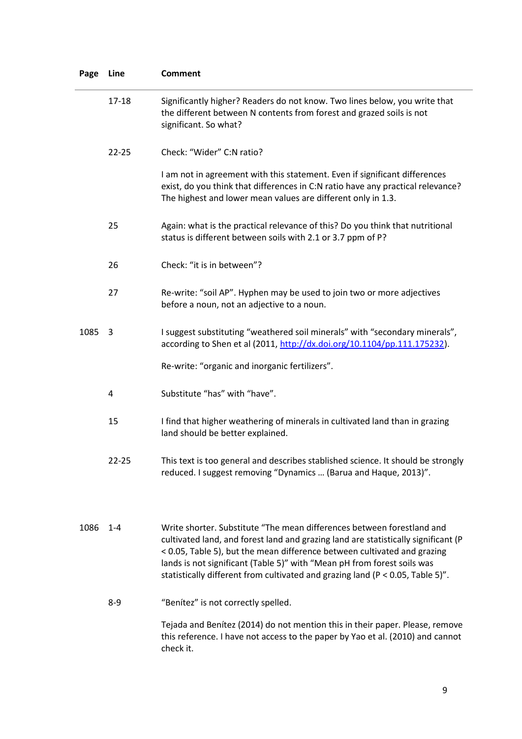| Page | Line | Comment |
|---|---|---|
| | 17-18 | Significantly higher? Readers do not know. Two lines below, you write that the different between N contents from forest and grazed soils is not significant. So what? |
| | 22-25 | Check: "Wider" C:N ratio? |
| | | I am not in agreement with this statement. Even if significant differences exist, do you think that differences in C:N ratio have any practical relevance? The highest and lower mean values are different only in 1.3. |
| | 25 | Again: what is the practical relevance of this? Do you think that nutritional status is different between soils with 2.1 or 3.7 ppm of P? |
| | 26 | Check: "it is in between"? |
| | 27 | Re-write: "soil AP". Hyphen may be used to join two or more adjectives before a noun, not an adjective to a noun. |
| 1085 | 3 | I suggest substituting "weathered soil minerals" with "secondary minerals", according to Shen et al (2011, http://dx.doi.org/10.1104/pp.111.175232). |
| | | Re-write: "organic and inorganic fertilizers". |
| | 4 | Substitute "has" with "have". |
| | 15 | I find that higher weathering of minerals in cultivated land than in grazing land should be better explained. |
| | 22-25 | This text is too general and describes stablished science. It should be strongly reduced. I suggest removing "Dynamics … (Barua and Haque, 2013)". |
| 1086 | 1-4 | Write shorter. Substitute "The mean differences between forestland and cultivated land, and forest land and grazing land are statistically significant ($P < 0.05$, Table 5), but the mean difference between cultivated and grazing lands is not significant (Table 5)" with "Mean pH from forest soils was statistically different from cultivated and grazing land ($P < 0.05$, Table 5)". |
| | 8-9 | "Benítez" is not correctly spelled. |
| | | Tejada and Benítez (2014) do not mention this in their paper. Please, remove this reference. I have not access to the paper by Yao et al. (2010) and cannot check it. |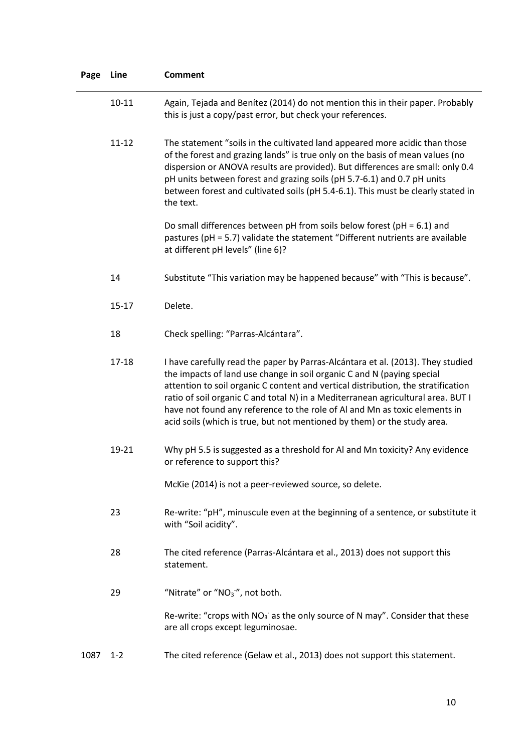| Page | Line | Comment |
|---|---|---|
| | 10-11 | Again, Tejada and Benítez (2014) do not mention this in their paper. Probably this is just a copy/past error, but check your references. |
| | 11-12 | The statement "soils in the cultivated land appeared more acidic than those of the forest and grazing lands" is true only on the basis of mean values (no dispersion or ANOVA results are provided). But differences are small: only 0.4 pH units between forest and grazing soils (pH 5.7-6.1) and 0.7 pH units between forest and cultivated soils (pH 5.4-6.1). This must be clearly stated in the text. <br><br> Do small differences between pH from soils below forest (pH = 6.1) and pastures (pH = 5.7) validate the statement "Different nutrients are available at different pH levels" (line 6)? |
| | 14 | Substitute "This variation may be happened because" with "This is because". |
| | 15-17 | Delete. |
| | 18 | Check spelling: "Parras-Alcántara". |
| | 17-18 | I have carefully read the paper by Parras-Alcántara et al. (2013). They studied the impacts of land use change in soil organic C and N (paying special attention to soil organic C content and vertical distribution, the stratification ratio of soil organic C and total N) in a Mediterranean agricultural area. BUT I have not found any reference to the role of Al and Mn as toxic elements in acid soils (which is true, but not mentioned by them) or the study area. |
| | 19-21 | Why pH 5.5 is suggested as a threshold for Al and Mn toxicity? Any evidence or reference to support this? <br><br> McKie (2014) is not a peer-reviewed source, so delete. |
| | 23 | Re-write: "pH", minuscule even at the beginning of a sentence, or substitute it with "Soil acidity". |
| | 28 | The cited reference (Parras-Alcántara et al., 2013) does not support this statement. |
| | 29 | "Nitrate" or "$NO_3^-$", not both. <br><br> Re-write: "crops with $NO_3^-$ as the only source of N may". Consider that these are all crops except leguminosae. |
| 1087 | 1-2 | The cited reference (Gelaw et al., 2013) does not support this statement. |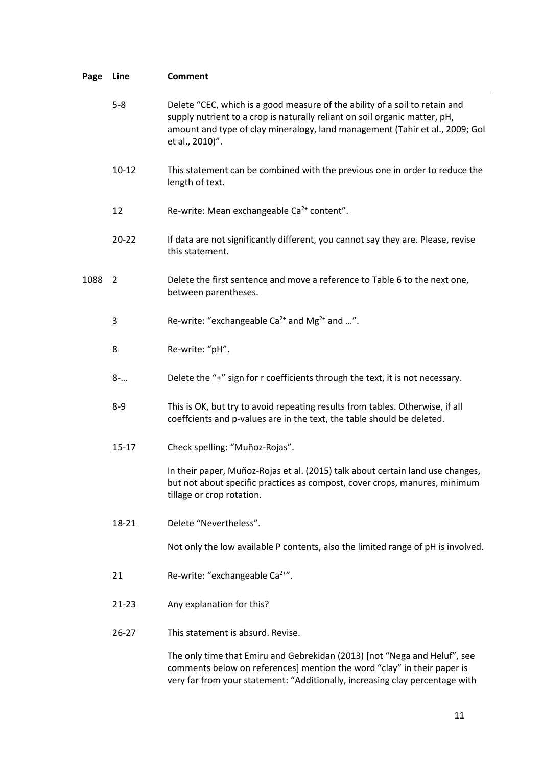| Page | Line | Comment |
| --- | --- | --- |
| | 5-8 | Delete "CEC, which is a good measure of the ability of a soil to retain and supply nutrient to a crop is naturally reliant on soil organic matter, pH, amount and type of clay mineralogy, land management (Tahir et al., 2009; Gol et al., 2010)". |
| | 10-12 | This statement can be combined with the previous one in order to reduce the length of text. |
| | 12 | Re-write: Mean exchangeable $Ca^{2+}$ content". |
| | 20-22 | If data are not significantly different, you cannot say they are. Please, revise this statement. |
| 1088 | 2 | Delete the first sentence and move a reference to Table 6 to the next one, between parentheses. |
| | 3 | Re-write: "exchangeable $Ca^{2+}$ and $Mg^{2+}$ and …". |
| | 8 | Re-write: "pH". |
| | 8-… | Delete the "+" sign for r coefficients through the text, it is not necessary. |
| | 8-9 | This is OK, but try to avoid repeating results from tables. Otherwise, if all coeffcients and p-values are in the text, the table should be deleted. |
| | 15-17 | Check spelling: "Muñoz-Rojas". |
| | | In their paper, Muñoz-Rojas et al. (2015) talk about certain land use changes, but not about specific practices as compost, cover crops, manures, minimum tillage or crop rotation. |
| | 18-21 | Delete "Nevertheless". |
| | | Not only the low available P contents, also the limited range of pH is involved. |
| | 21 | Re-write: "exchangeable $Ca^{2+}$". |
| | 21-23 | Any explanation for this? |
| | 26-27 | This statement is absurd. Revise. |
| | | The only time that Emiru and Gebrekidan (2013) [not "Nega and Heluf", see comments below on references] mention the word "clay" in their paper is very far from your statement: "Additionally, increasing clay percentage with |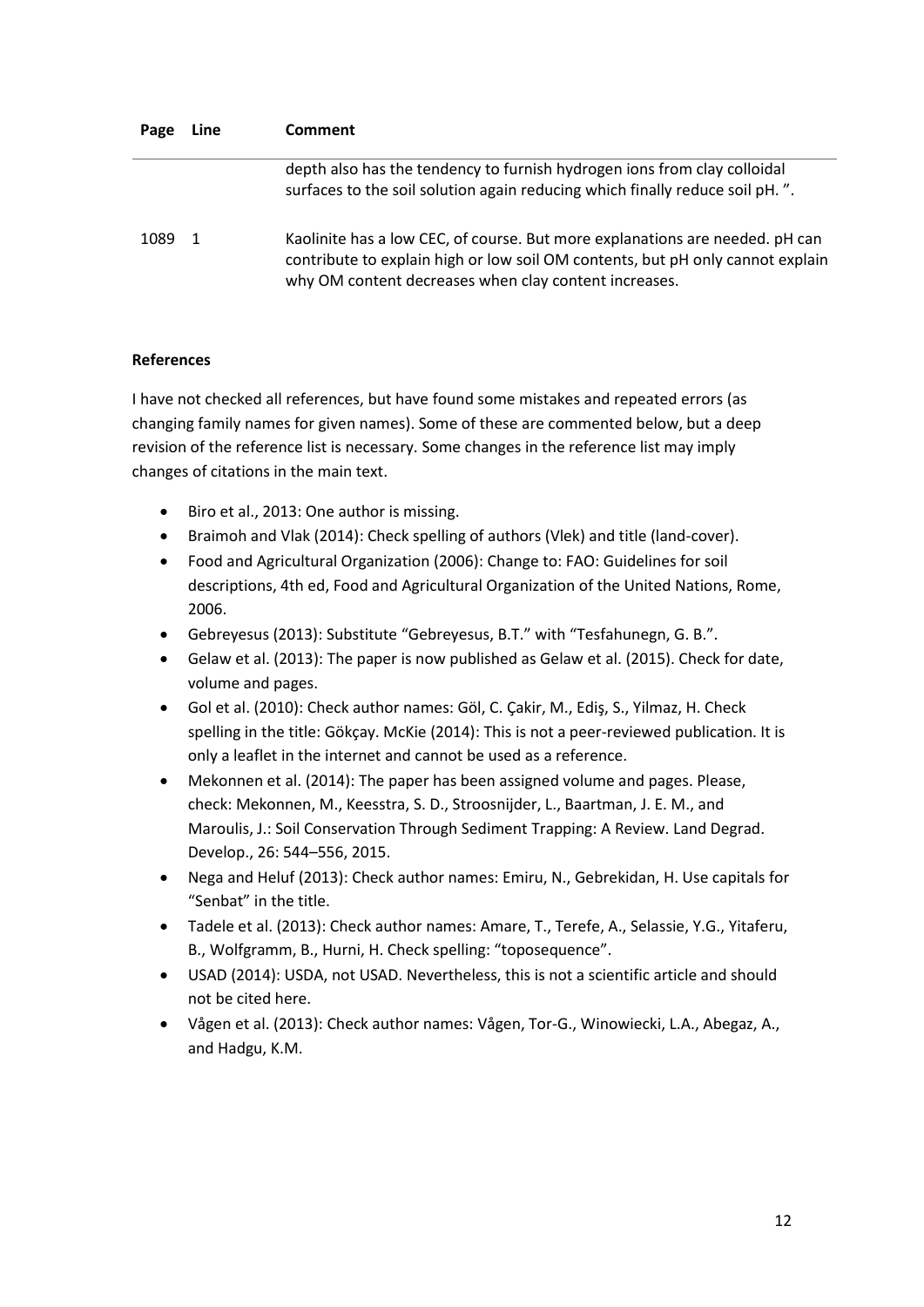| Page | Line | Comment |
|---|---|---|
| | | depth also has the tendency to furnish hydrogen ions from clay colloidal surfaces to the soil solution again reducing which finally reduce soil pH. ". |
| 1089 | 1 | Kaolinite has a low CEC, of course. But more explanations are needed. pH can contribute to explain high or low soil OM contents, but pH only cannot explain why OM content decreases when clay content increases. |

**References**

I have not checked all references, but have found some mistakes and repeated errors (as changing family names for given names). Some of these are commented below, but a deep revision of the reference list is necessary. Some changes in the reference list may imply changes of citations in the main text.

- Biro et al., 2013: One author is missing.
- Braimoh and Vlak (2014): Check spelling of authors (Vlek) and title (land-cover).
- Food and Agricultural Organization (2006): Change to: FAO: Guidelines for soil descriptions, 4th ed, Food and Agricultural Organization of the United Nations, Rome, 2006.
- Gebreyesus (2013): Substitute "Gebreyesus, B.T." with "Tesfahunegn, G. B.".
- Gelaw et al. (2013): The paper is now published as Gelaw et al. (2015). Check for date, volume and pages.
- Gol et al. (2010): Check author names: Göl, C. Çakir, M., Ediş, S., Yilmaz, H. Check spelling in the title: Gökçay. McKie (2014): This is not a peer-reviewed publication. It is only a leaflet in the internet and cannot be used as a reference.
- Mekonnen et al. (2014): The paper has been assigned volume and pages. Please, check: Mekonnen, M., Keesstra, S. D., Stroosnijder, L., Baartman, J. E. M., and Maroulis, J.: Soil Conservation Through Sediment Trapping: A Review. Land Degrad. Develop., 26: 544–556, 2015.
- Nega and Heluf (2013): Check author names: Emiru, N., Gebrekidan, H. Use capitals for "Senbat" in the title.
- Tadele et al. (2013): Check author names: Amare, T., Terefe, A., Selassie, Y.G., Yitaferu, B., Wolfgramm, B., Hurni, H. Check spelling: "toposequence".
- USAD (2014): USDA, not USAD. Nevertheless, this is not a scientific article and should not be cited here.
- Vågen et al. (2013): Check author names: Vågen, Tor-G., Winowiecki, L.A., Abegaz, A., and Hadgu, K.M.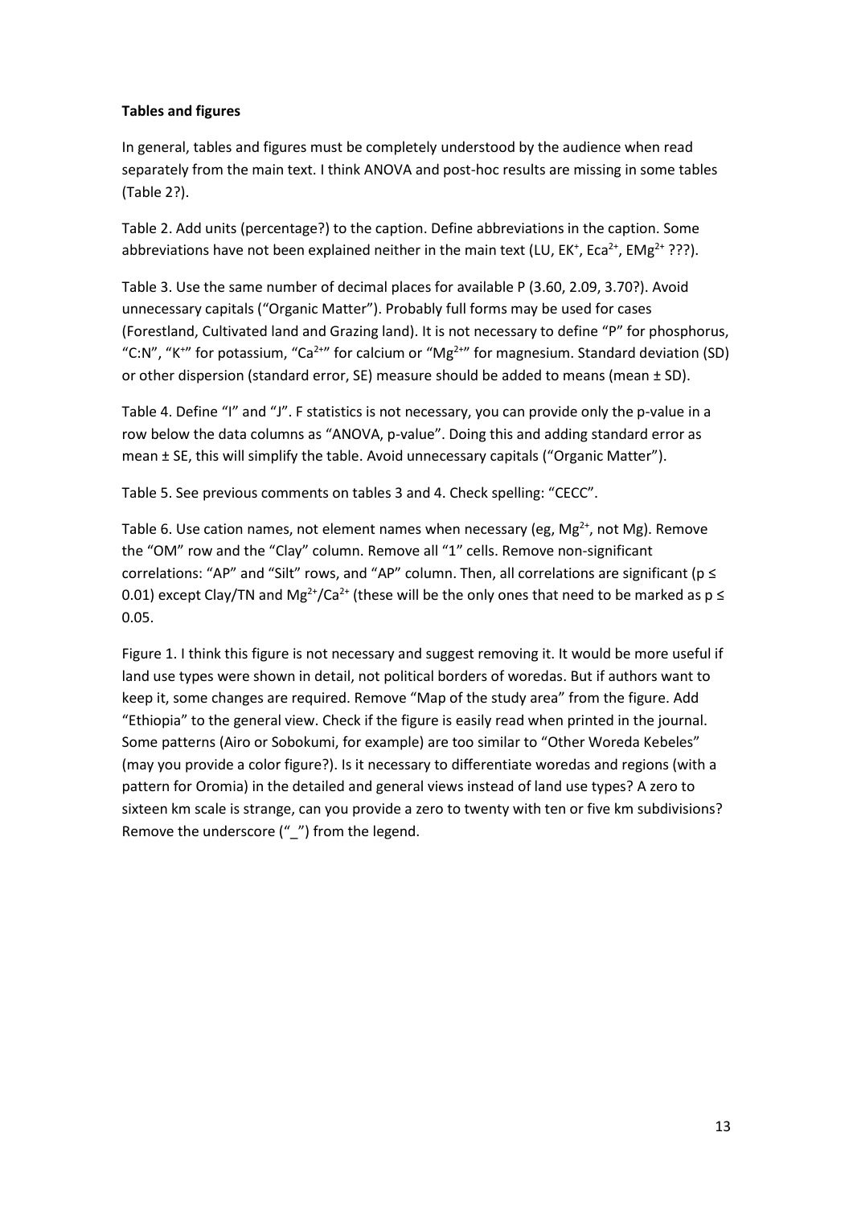**Tables and figures**

In general, tables and figures must be completely understood by the audience when read separately from the main text. I think ANOVA and post-hoc results are missing in some tables (Table 2?).

Table 2. Add units (percentage?) to the caption. Define abbreviations in the caption. Some abbreviations have not been explained neither in the main text (LU, $EK^+$, $Eca^{2+}$, $EMg^{2+}$ ???).

Table 3. Use the same number of decimal places for available P (3.60, 2.09, 3.70?). Avoid unnecessary capitals ("Organic Matter"). Probably full forms may be used for cases (Forestland, Cultivated land and Grazing land). It is not necessary to define "P" for phosphorus, "C:N", "$K^+$" for potassium, "$Ca^{2+}$" for calcium or "$Mg^{2+}$" for magnesium. Standard deviation (SD) or other dispersion (standard error, SE) measure should be added to means (mean ± SD).

Table 4. Define "I" and "J". F statistics is not necessary, you can provide only the p-value in a row below the data columns as "ANOVA, p-value". Doing this and adding standard error as mean ± SE, this will simplify the table. Avoid unnecessary capitals ("Organic Matter").

Table 5. See previous comments on tables 3 and 4. Check spelling: "CECC".

Table 6. Use cation names, not element names when necessary (eg, $Mg^{2+}$, not Mg). Remove the "OM" row and the "Clay" column. Remove all "1" cells. Remove non-significant correlations: "AP" and "Silt" rows, and "AP" column. Then, all correlations are significant ($p \leq 0.01$) except Clay/TN and $Mg^{2+}/Ca^{2+}$ (these will be the only ones that need to be marked as $p \leq 0.05$.

Figure 1. I think this figure is not necessary and suggest removing it. It would be more useful if land use types were shown in detail, not political borders of woredas. But if authors want to keep it, some changes are required. Remove "Map of the study area" from the figure. Add "Ethiopia" to the general view. Check if the figure is easily read when printed in the journal. Some patterns (Airo or Sobokumi, for example) are too similar to "Other Woreda Kebeles" (may you provide a color figure?). Is it necessary to differentiate woredas and regions (with a pattern for Oromia) in the detailed and general views instead of land use types? A zero to sixteen km scale is strange, can you provide a zero to twenty with ten or five km subdivisions? Remove the underscore ("_") from the legend.